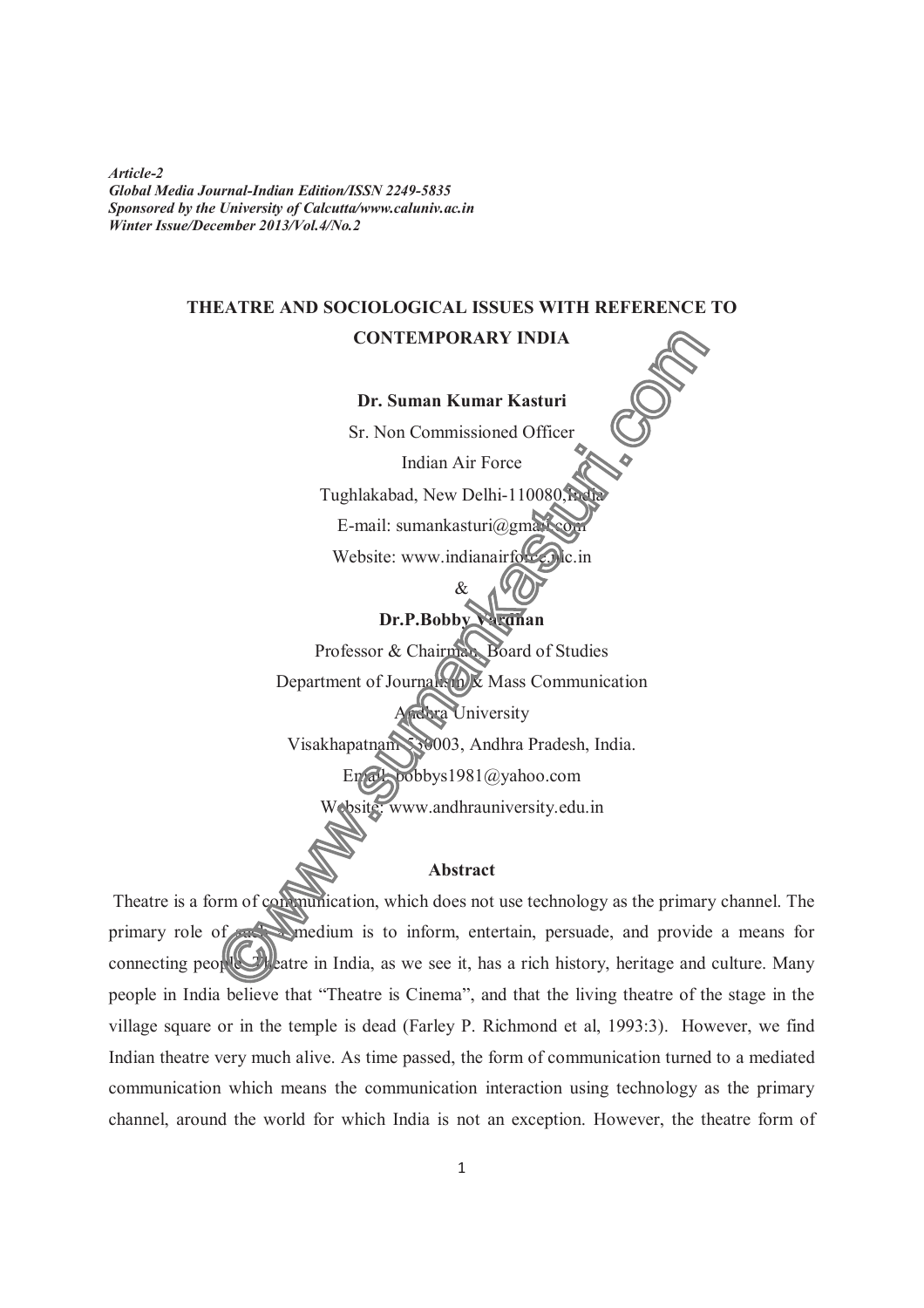*Article-2*
*Global Media Journal-Indian Edition/ISSN 2249-5835*
*Sponsored by the University of Calcutta/www.caluniv.ac.in*
*Winter Issue/December 2013/Vol.4/No.2*

# THEATRE AND SOCIOLOGICAL ISSUES WITH REFERENCE TO CONTEMPORARY INDIA

**Dr. Suman Kumar Kasturi**

Sr. Non Commissioned Officer

Indian Air Force

Tughlakabad, New Delhi-110080, India

E-mail: sumankasturi@gmail.com

Website: www.indianairforce.nic.in

&

**Dr.P.Bobby Vardhan**

Professor & Chairman, Board of Studies

Department of Journalism & Mass Communication

Andhra University

Visakhapatnam 530003, Andhra Pradesh, India.

Email: bobbys1981@yahoo.com

Website: www.andhrauniversity.edu.in

## Abstract

Theatre is a form of communication, which does not use technology as the primary channel. The primary role of such a medium is to inform, entertain, persuade, and provide a means for connecting people. Theatre in India, as we see it, has a rich history, heritage and culture. Many people in India believe that "Theatre is Cinema", and that the living theatre of the stage in the village square or in the temple is dead (Farley P. Richmond et al, 1993:3). However, we find Indian theatre very much alive. As time passed, the form of communication turned to a mediated communication which means the communication interaction using technology as the primary channel, around the world for which India is not an exception. However, the theatre form of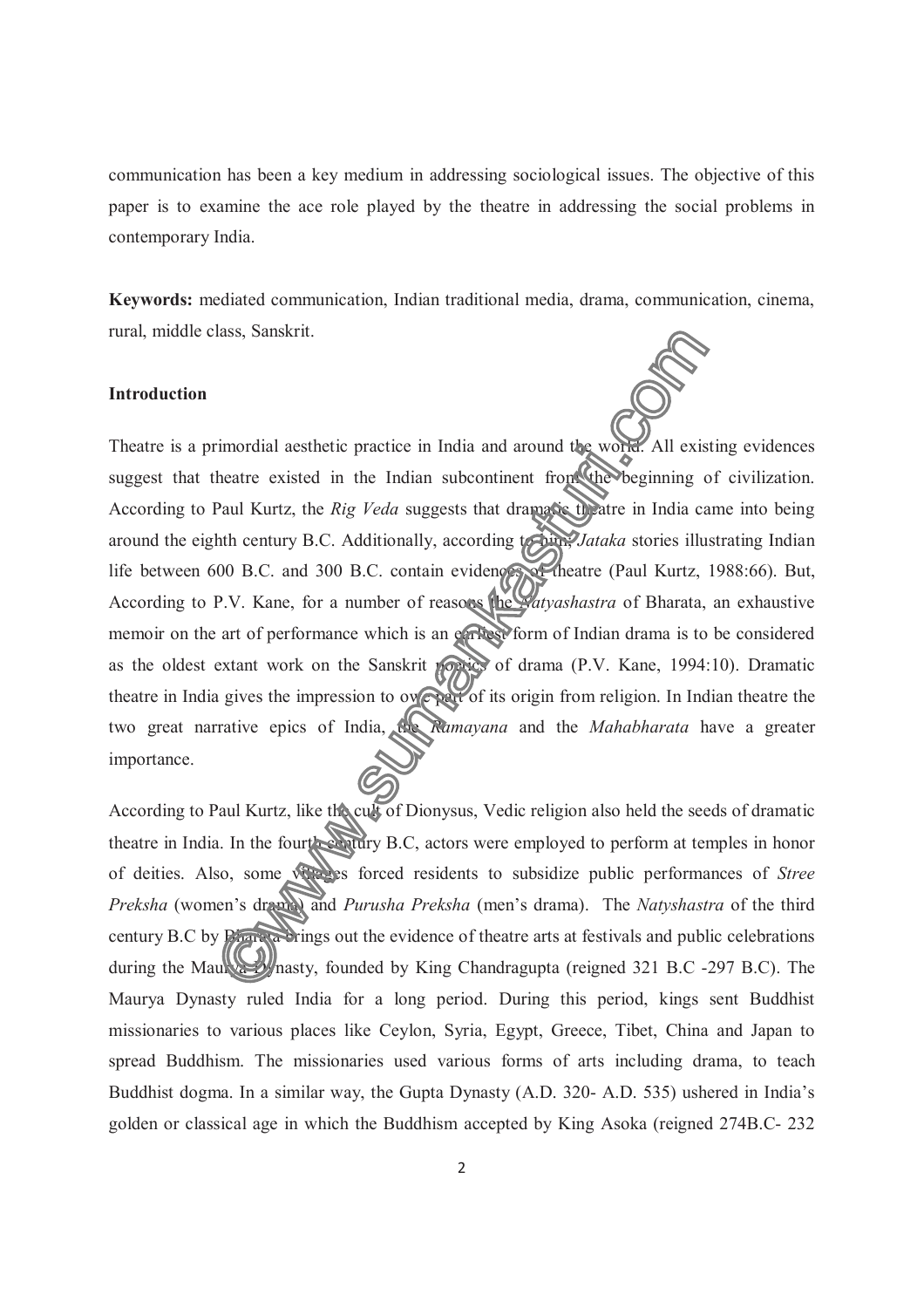communication has been a key medium in addressing sociological issues. The objective of this paper is to examine the ace role played by the theatre in addressing the social problems in contemporary India.

**Keywords:** mediated communication, Indian traditional media, drama, communication, cinema, rural, middle class, Sanskrit.

**Introduction**

Theatre is a primordial aesthetic practice in India and around the world. All existing evidences suggest that theatre existed in the Indian subcontinent from the beginning of civilization. According to Paul Kurtz, the *Rig Veda* suggests that dramatic theatre in India came into being around the eighth century B.C. Additionally, according to him, *Jataka* stories illustrating Indian life between 600 B.C. and 300 B.C. contain evidences of theatre (Paul Kurtz, 1988:66). But, According to P.V. Kane, for a number of reasons the *Natyashastra* of Bharata, an exhaustive memoir on the art of performance which is an earliest form of Indian drama is to be considered as the oldest extant work on the Sanskrit poetics of drama (P.V. Kane, 1994:10). Dramatic theatre in India gives the impression to owe part of its origin from religion. In Indian theatre the two great narrative epics of India, the *Ramayana* and the *Mahabharata* have a greater importance.

According to Paul Kurtz, like the cult of Dionysus, Vedic religion also held the seeds of dramatic theatre in India. In the fourth century B.C, actors were employed to perform at temples in honor of deities. Also, some villages forced residents to subsidize public performances of *Stree Preksha* (women's drama) and *Purusha Preksha* (men's drama). The *Natyshastra* of the third century B.C by Bharata brings out the evidence of theatre arts at festivals and public celebrations during the Maurya Dynasty, founded by King Chandragupta (reigned 321 B.C -297 B.C). The Maurya Dynasty ruled India for a long period. During this period, kings sent Buddhist missionaries to various places like Ceylon, Syria, Egypt, Greece, Tibet, China and Japan to spread Buddhism. The missionaries used various forms of arts including drama, to teach Buddhist dogma. In a similar way, the Gupta Dynasty (A.D. 320- A.D. 535) ushered in India's golden or classical age in which the Buddhism accepted by King Asoka (reigned 274B.C- 232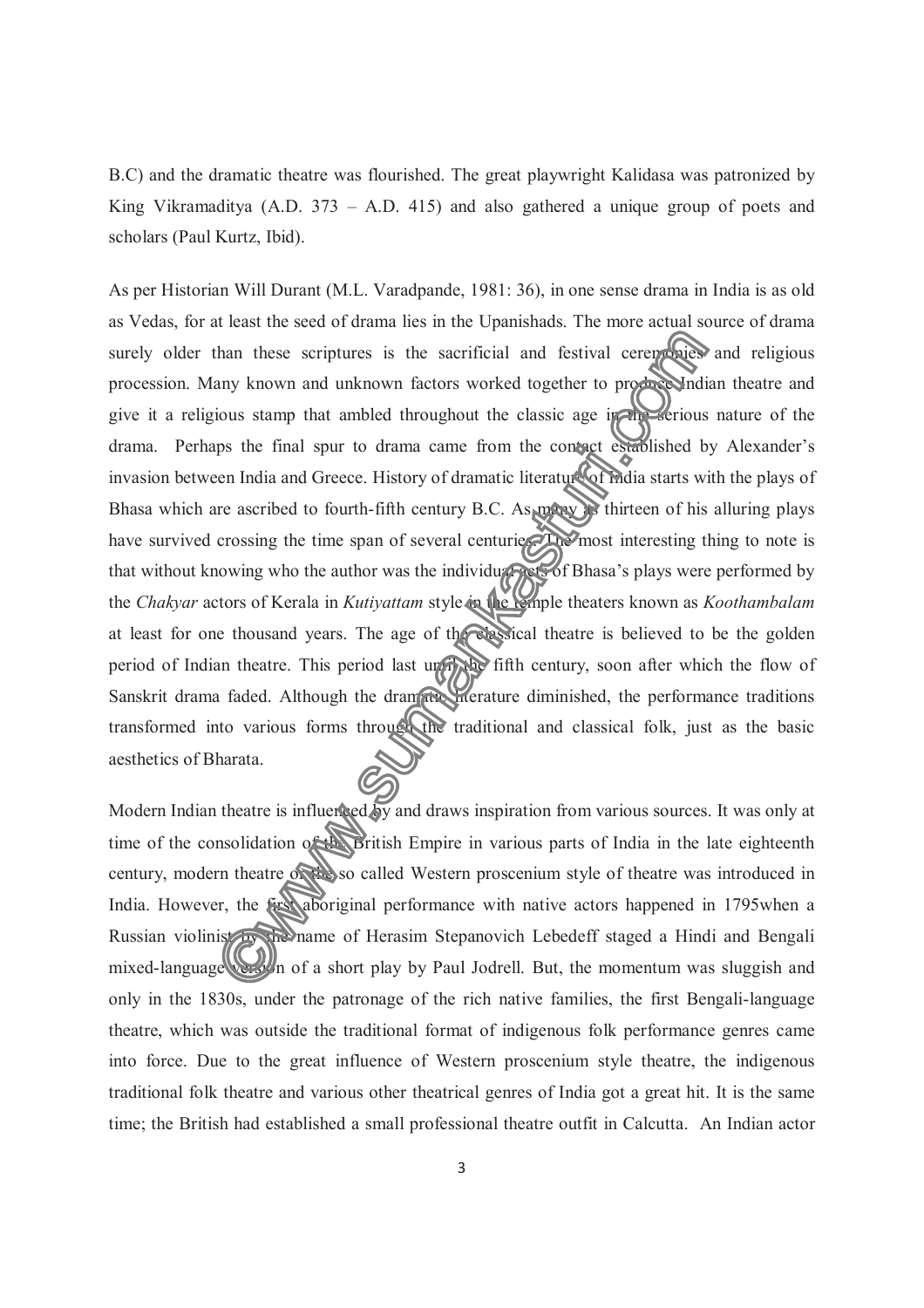B.C) and the dramatic theatre was flourished. The great playwright Kalidasa was patronized by King Vikramaditya (A.D. 373 – A.D. 415) and also gathered a unique group of poets and scholars (Paul Kurtz, Ibid).

As per Historian Will Durant (M.L. Varadpande, 1981: 36), in one sense drama in India is as old as Vedas, for at least the seed of drama lies in the Upanishads. The more actual source of drama surely older than these scriptures is the sacrificial and festival ceremonies and religious procession. Many known and unknown factors worked together to produce Indian theatre and give it a religious stamp that ambled throughout the classic age in the serious nature of the drama. Perhaps the final spur to drama came from the contact established by Alexander's invasion between India and Greece. History of dramatic literature of India starts with the plays of Bhasa which are ascribed to fourth-fifth century B.C. As many as thirteen of his alluring plays have survived crossing the time span of several centuries. The most interesting thing to note is that without knowing who the author was the individual acts of Bhasa's plays were performed by the *Chakyar* actors of Kerala in *Kutiyattam* style in the temple theaters known as *Koothambalam* at least for one thousand years. The age of the classical theatre is believed to be the golden period of Indian theatre. This period last until the fifth century, soon after which the flow of Sanskrit drama faded. Although the dramatic literature diminished, the performance traditions transformed into various forms through the traditional and classical folk, just as the basic aesthetics of Bharata.

Modern Indian theatre is influenced by and draws inspiration from various sources. It was only at time of the consolidation of the British Empire in various parts of India in the late eighteenth century, modern theatre or the so called Western proscenium style of theatre was introduced in India. However, the first aboriginal performance with native actors happened in 1795when a Russian violinist by the name of Herasim Stepanovich Lebedeff staged a Hindi and Bengali mixed-language version of a short play by Paul Jodrell. But, the momentum was sluggish and only in the 1830s, under the patronage of the rich native families, the first Bengali-language theatre, which was outside the traditional format of indigenous folk performance genres came into force. Due to the great influence of Western proscenium style theatre, the indigenous traditional folk theatre and various other theatrical genres of India got a great hit. It is the same time; the British had established a small professional theatre outfit in Calcutta. An Indian actor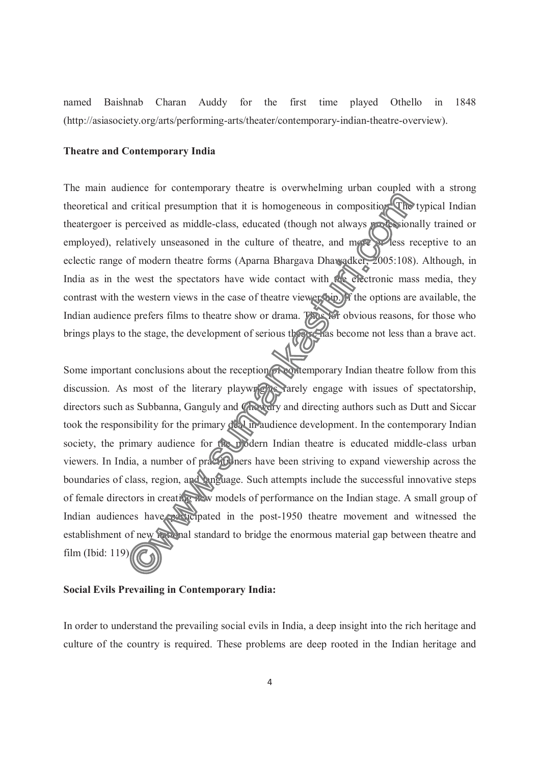named Baishnab Charan Auddy for the first time played Othello in 1848 (http://asiasociety.org/arts/performing-arts/theater/contemporary-indian-theatre-overview).

**Theatre and Contemporary India**

The main audience for contemporary theatre is overwhelming urban coupled with a strong theoretical and critical presumption that it is homogeneous in composition. The typical Indian theatergoer is perceived as middle-class, educated (though not always professionally trained or employed), relatively unseasoned in the culture of theatre, and more or less receptive to an eclectic range of modern theatre forms (Aparna Bhargava Dharwadker, 2005:108). Although, in India as in the west the spectators have wide contact with the electronic mass media, they contrast with the western views in the case of theatre viewership. If the options are available, the Indian audience prefers films to theatre show or drama. Thus for obvious reasons, for those who brings plays to the stage, the development of serious theatre has become not less than a brave act.

Some important conclusions about the reception of contemporary Indian theatre follow from this discussion. As most of the literary playwrights rarely engage with issues of spectatorship, directors such as Subbanna, Ganguly and Chowdary and directing authors such as Dutt and Siccar took the responsibility for the primary deal in audience development. In the contemporary Indian society, the primary audience for the modern Indian theatre is educated middle-class urban viewers. In India, a number of practitioners have been striving to expand viewership across the boundaries of class, region, and language. Such attempts include the successful innovative steps of female directors in creating new models of performance on the Indian stage. A small group of Indian audiences have participated in the post-1950 theatre movement and witnessed the establishment of new national standard to bridge the enormous material gap between theatre and film (Ibid: 119).

**Social Evils Prevailing in Contemporary India:**

In order to understand the prevailing social evils in India, a deep insight into the rich heritage and culture of the country is required. These problems are deep rooted in the Indian heritage and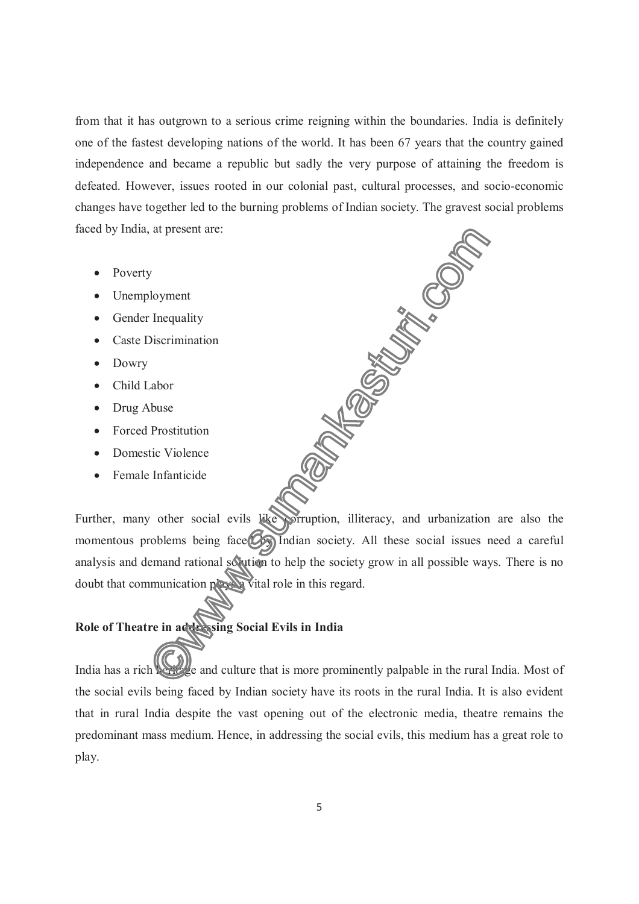from that it has outgrown to a serious crime reigning within the boundaries. India is definitely one of the fastest developing nations of the world. It has been 67 years that the country gained independence and became a republic but sadly the very purpose of attaining the freedom is defeated. However, issues rooted in our colonial past, cultural processes, and socio-economic changes have together led to the burning problems of Indian society. The gravest social problems faced by India, at present are:

- Poverty
- Unemployment
- Gender Inequality
- Caste Discrimination
- Dowry
- Child Labor
- Drug Abuse
- Forced Prostitution
- Domestic Violence
- Female Infanticide

Further, many other social evils like corruption, illiteracy, and urbanization are also the momentous problems being faced by Indian society. All these social issues need a careful analysis and demand rational solution to help the society grow in all possible ways. There is no doubt that communication plays a vital role in this regard.

**Role of Theatre in addressing Social Evils in India**

India has a rich heritage and culture that is more prominently palpable in the rural India. Most of the social evils being faced by Indian society have its roots in the rural India. It is also evident that in rural India despite the vast opening out of the electronic media, theatre remains the predominant mass medium. Hence, in addressing the social evils, this medium has a great role to play.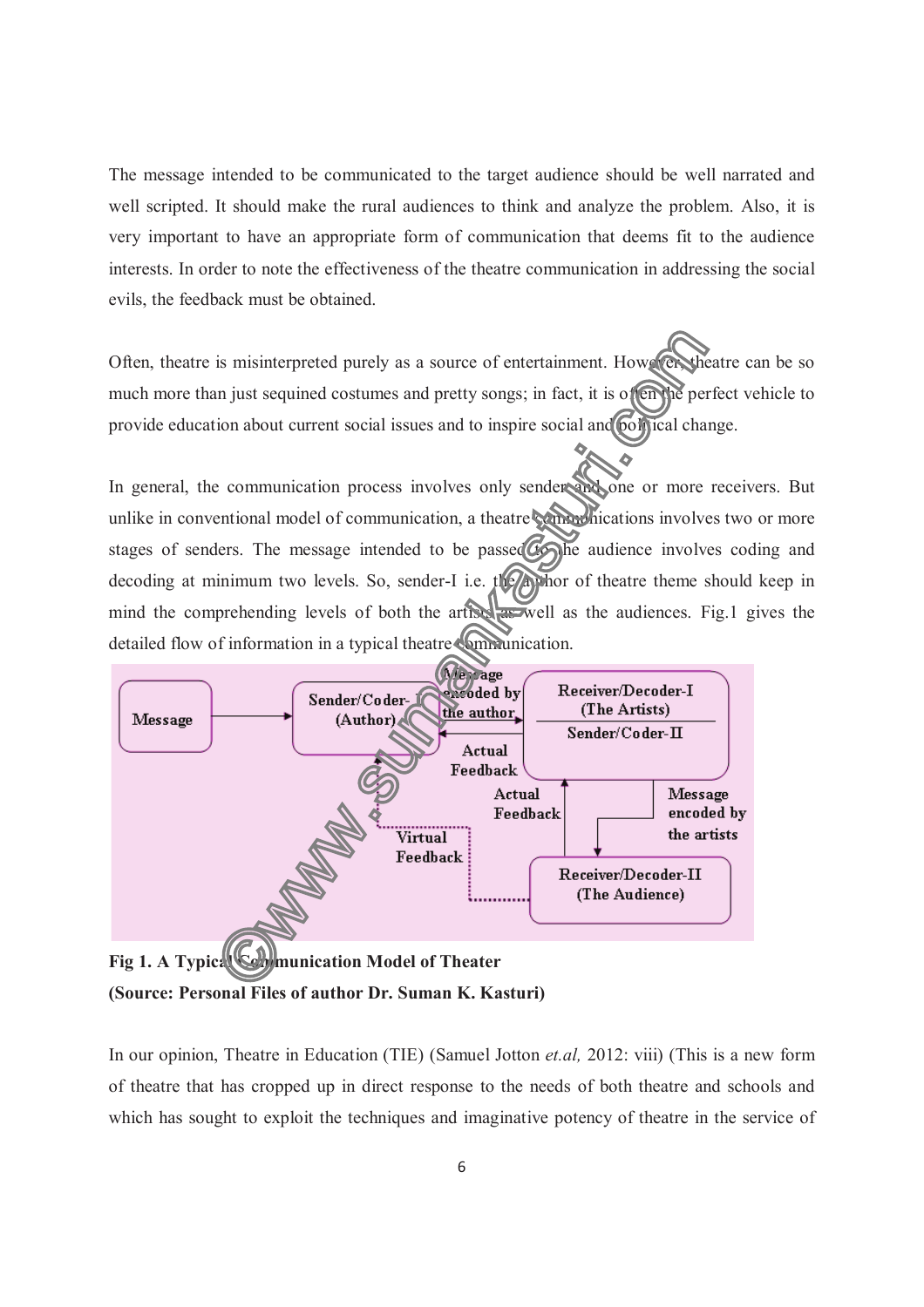The message intended to be communicated to the target audience should be well narrated and well scripted. It should make the rural audiences to think and analyze the problem. Also, it is very important to have an appropriate form of communication that deems fit to the audience interests. In order to note the effectiveness of the theatre communication in addressing the social evils, the feedback must be obtained.

Often, theatre is misinterpreted purely as a source of entertainment. However, theatre can be so much more than just sequined costumes and pretty songs; in fact, it is often the perfect vehicle to provide education about current social issues and to inspire social and political change.

In general, the communication process involves only sender and one or more receivers. But unlike in conventional model of communication, a theatre communications involves two or more stages of senders. The message intended to be passed to the audience involves coding and decoding at minimum two levels. So, sender-I i.e. the author of theatre theme should keep in mind the comprehending levels of both the artists as well as the audiences. Fig.1 gives the detailed flow of information in a typical theatre communication.

**Fig 1. A Typical Communication Model of Theater**
**(Source: Personal Files of author Dr. Suman K. Kasturi)**

In our opinion, Theatre in Education (TIE) (Samuel Jotton *et.al,* 2012: viii) (This is a new form of theatre that has cropped up in direct response to the needs of both theatre and schools and which has sought to exploit the techniques and imaginative potency of theatre in the service of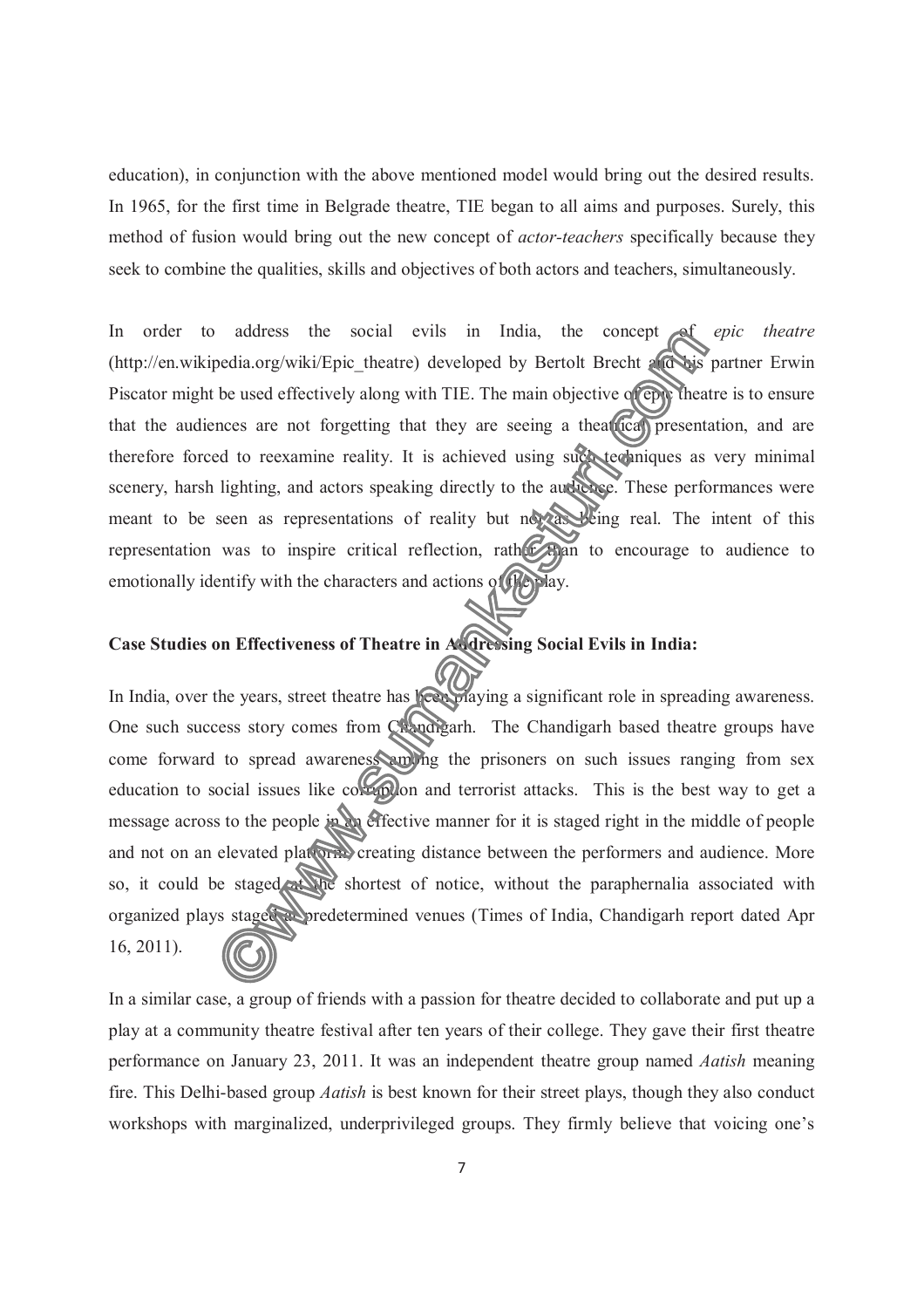education), in conjunction with the above mentioned model would bring out the desired results. In 1965, for the first time in Belgrade theatre, TIE began to all aims and purposes. Surely, this method of fusion would bring out the new concept of *actor-teachers* specifically because they seek to combine the qualities, skills and objectives of both actors and teachers, simultaneously.

In order to address the social evils in India, the concept of *epic theatre* (http://en.wikipedia.org/wiki/Epic_theatre) developed by Bertolt Brecht and his partner Erwin Piscator might be used effectively along with TIE. The main objective of epic theatre is to ensure that the audiences are not forgetting that they are seeing a theatrical presentation, and are therefore forced to reexamine reality. It is achieved using such techniques as very minimal scenery, harsh lighting, and actors speaking directly to the audience. These performances were meant to be seen as representations of reality but not as being real. The intent of this representation was to inspire critical reflection, rather than to encourage to audience to emotionally identify with the characters and actions of the play.

**Case Studies on Effectiveness of Theatre in Addressing Social Evils in India:**

In India, over the years, street theatre has been playing a significant role in spreading awareness. One such success story comes from Chandigarh. The Chandigarh based theatre groups have come forward to spread awareness among the prisoners on such issues ranging from sex education to social issues like corruption and terrorist attacks. This is the best way to get a message across to the people in an effective manner for it is staged right in the middle of people and not on an elevated platform, creating distance between the performers and audience. More so, it could be staged at the shortest of notice, without the paraphernalia associated with organized plays staged at predetermined venues (Times of India, Chandigarh report dated Apr 16, 2011).

In a similar case, a group of friends with a passion for theatre decided to collaborate and put up a play at a community theatre festival after ten years of their college. They gave their first theatre performance on January 23, 2011. It was an independent theatre group named *Aatish* meaning fire. This Delhi-based group *Aatish* is best known for their street plays, though they also conduct workshops with marginalized, underprivileged groups. They firmly believe that voicing one's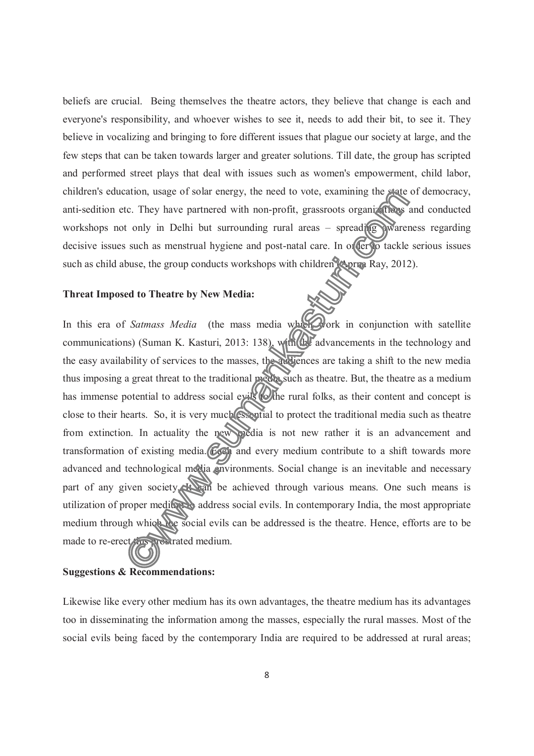beliefs are crucial. Being themselves the theatre actors, they believe that change is each and everyone's responsibility, and whoever wishes to see it, needs to add their bit, to see it. They believe in vocalizing and bringing to fore different issues that plague our society at large, and the few steps that can be taken towards larger and greater solutions. Till date, the group has scripted and performed street plays that deal with issues such as women's empowerment, child labor, children's education, usage of solar energy, the need to vote, examining the state of democracy, anti-sedition etc. They have partnered with non-profit, grassroots organizations and conducted workshops not only in Delhi but surrounding rural areas – spreading awareness regarding decisive issues such as menstrual hygiene and post-natal care. In order to tackle serious issues such as child abuse, the group conducts workshops with children (Aprna Ray, 2012).

**Threat Imposed to Theatre by New Media:**

In this era of *Satmass Media* (the mass media which work in conjunction with satellite communications) (Suman K. Kasturi, 2013: 138), with the advancements in the technology and the easy availability of services to the masses, the audiences are taking a shift to the new media thus imposing a great threat to the traditional media such as theatre. But, the theatre as a medium has immense potential to address social evils to the rural folks, as their content and concept is close to their hearts. So, it is very much essential to protect the traditional media such as theatre from extinction. In actuality the new media is not new rather it is an advancement and transformation of existing media. Each and every medium contribute to a shift towards more advanced and technological media environments. Social change is an inevitable and necessary part of any given society. It can be achieved through various means. One such means is utilization of proper medium to address social evils. In contemporary India, the most appropriate medium through which the social evils can be addressed is the theatre. Hence, efforts are to be made to re-erect this prostrated medium.

**Suggestions & Recommendations:**

Likewise like every other medium has its own advantages, the theatre medium has its advantages too in disseminating the information among the masses, especially the rural masses. Most of the social evils being faced by the contemporary India are required to be addressed at rural areas;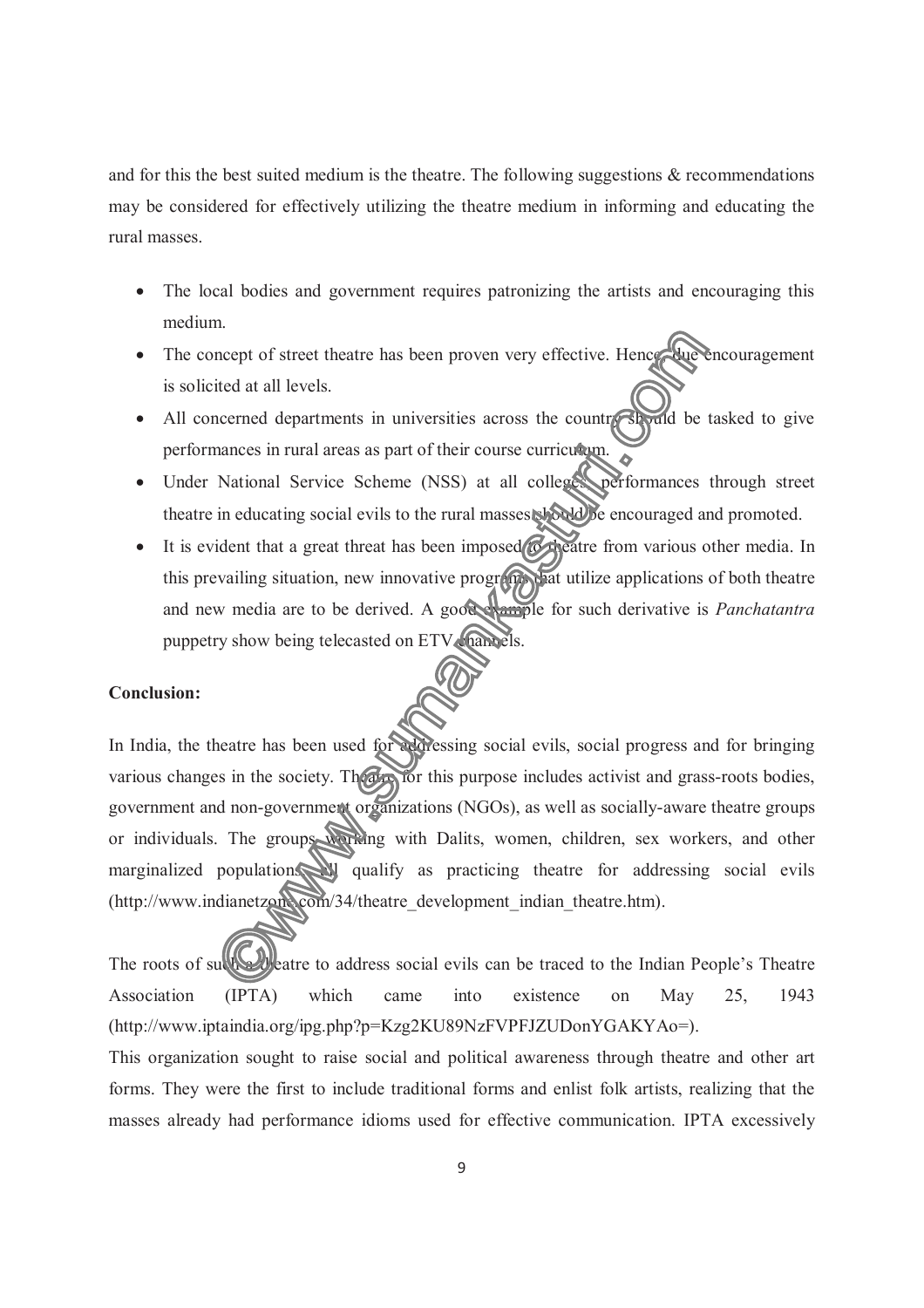and for this the best suited medium is the theatre. The following suggestions & recommendations may be considered for effectively utilizing the theatre medium in informing and educating the rural masses.

- The local bodies and government requires patronizing the artists and encouraging this medium.
- The concept of street theatre has been proven very effective. Hence, due encouragement is solicited at all levels.
- All concerned departments in universities across the country should be tasked to give performances in rural areas as part of their course curriculum.
- Under National Service Scheme (NSS) at all colleges, performances through street theatre in educating social evils to the rural masses should be encouraged and promoted.
- It is evident that a great threat has been imposed to theatre from various other media. In this prevailing situation, new innovative programs that utilize applications of both theatre and new media are to be derived. A good example for such derivative is *Panchatantra* puppetry show being telecasted on ETV channels.

**Conclusion:**

In India, the theatre has been used for addressing social evils, social progress and for bringing various changes in the society. Theatre for this purpose includes activist and grass-roots bodies, government and non-government organizations (NGOs), as well as socially-aware theatre groups or individuals. The groups working with Dalits, women, children, sex workers, and other marginalized populations all qualify as practicing theatre for addressing social evils (http://www.indianetzone.com/34/theatre_development_indian_theatre.htm).

The roots of such a theatre to address social evils can be traced to the Indian People's Theatre Association (IPTA) which came into existence on May 25, 1943 (http://www.iptaindia.org/ipg.php?p=Kzg2KU89NzFVPFJZUDonYGAKYAo=).

This organization sought to raise social and political awareness through theatre and other art forms. They were the first to include traditional forms and enlist folk artists, realizing that the masses already had performance idioms used for effective communication. IPTA excessively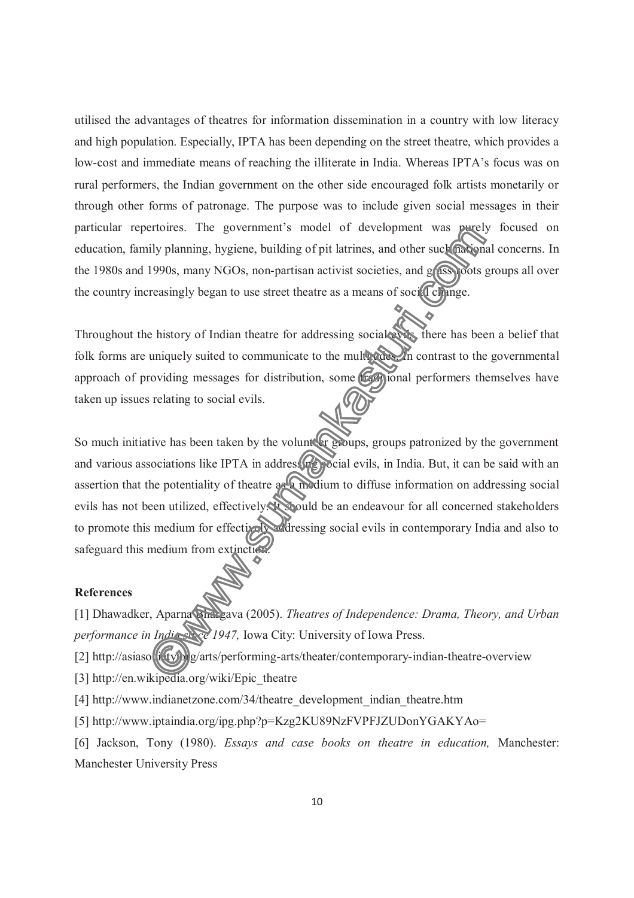utilised the advantages of theatres for information dissemination in a country with low literacy and high population. Especially, IPTA has been depending on the street theatre, which provides a low-cost and immediate means of reaching the illiterate in India. Whereas IPTA's focus was on rural performers, the Indian government on the other side encouraged folk artists monetarily or through other forms of patronage. The purpose was to include given social messages in their particular repertoires. The government's model of development was purely focused on education, family planning, hygiene, building of pit latrines, and other such national concerns. In the 1980s and 1990s, many NGOs, non-partisan activist societies, and grass roots groups all over the country increasingly began to use street theatre as a means of social change.

Throughout the history of Indian theatre for addressing social evils, there has been a belief that folk forms are uniquely suited to communicate to the multitudes. In contrast to the governmental approach of providing messages for distribution, some traditional performers themselves have taken up issues relating to social evils.

So much initiative has been taken by the volunteer groups, groups patronized by the government and various associations like IPTA in addressing social evils, in India. But, it can be said with an assertion that the potentiality of theatre as a medium to diffuse information on addressing social evils has not been utilized, effectively. It should be an endeavour for all concerned stakeholders to promote this medium for effectively addressing social evils in contemporary India and also to safeguard this medium from extinction.

**References**

[1] Dhawadker, Aparna Bhargava (2005). *Theatres of Independence: Drama, Theory, and Urban performance in India since 1947,* Iowa City: University of Iowa Press.

[2] http://asiasociety.org/arts/performing-arts/theater/contemporary-indian-theatre-overview

[3] http://en.wikipedia.org/wiki/Epic_theatre

[4] http://www.indianetzone.com/34/theatre_development_indian_theatre.htm

[5] http://www.iptaindia.org/ipg.php?p=Kzg2KU89NzFVPFJZUDonYGAKYAo=

[6] Jackson, Tony (1980). *Essays and case books on theatre in education,* Manchester: Manchester University Press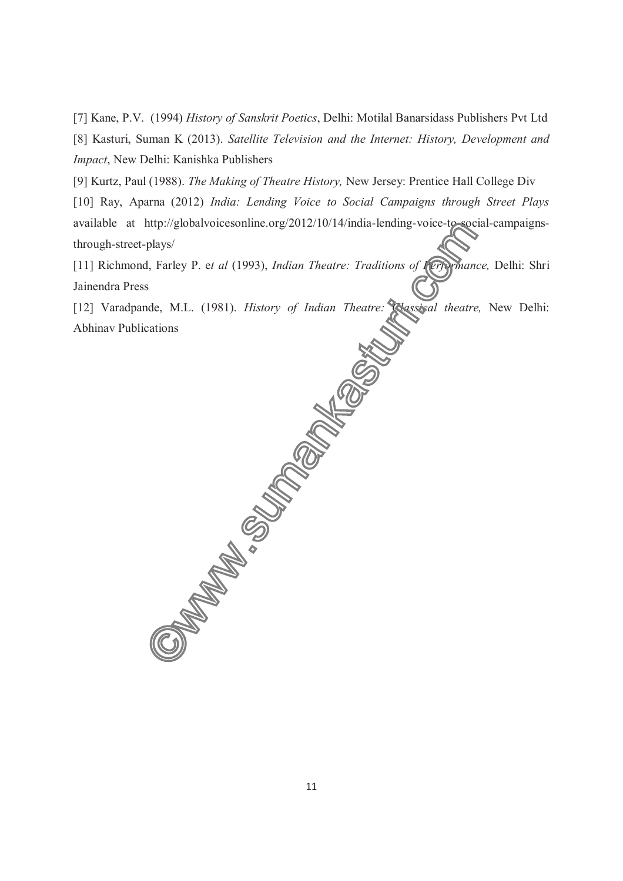[7] Kane, P.V. (1994) *History of Sanskrit Poetics*, Delhi: Motilal Banarsidass Publishers Pvt Ltd

[8] Kasturi, Suman K (2013). *Satellite Television and the Internet: History, Development and Impact*, New Delhi: Kanishka Publishers

[9] Kurtz, Paul (1988). *The Making of Theatre History,* New Jersey: Prentice Hall College Div

[10] Ray, Aparna (2012) *India: Lending Voice to Social Campaigns through Street Plays* available at http://globalvoicesonline.org/2012/10/14/india-lending-voice-to-social-campaigns-through-street-plays/

[11] Richmond, Farley P. e*t al* (1993), *Indian Theatre: Traditions of Performance,* Delhi: Shri Jainendra Press

[12] Varadpande, M.L. (1981). *History of Indian Theatre: Classical theatre,* New Delhi: Abhinav Publications